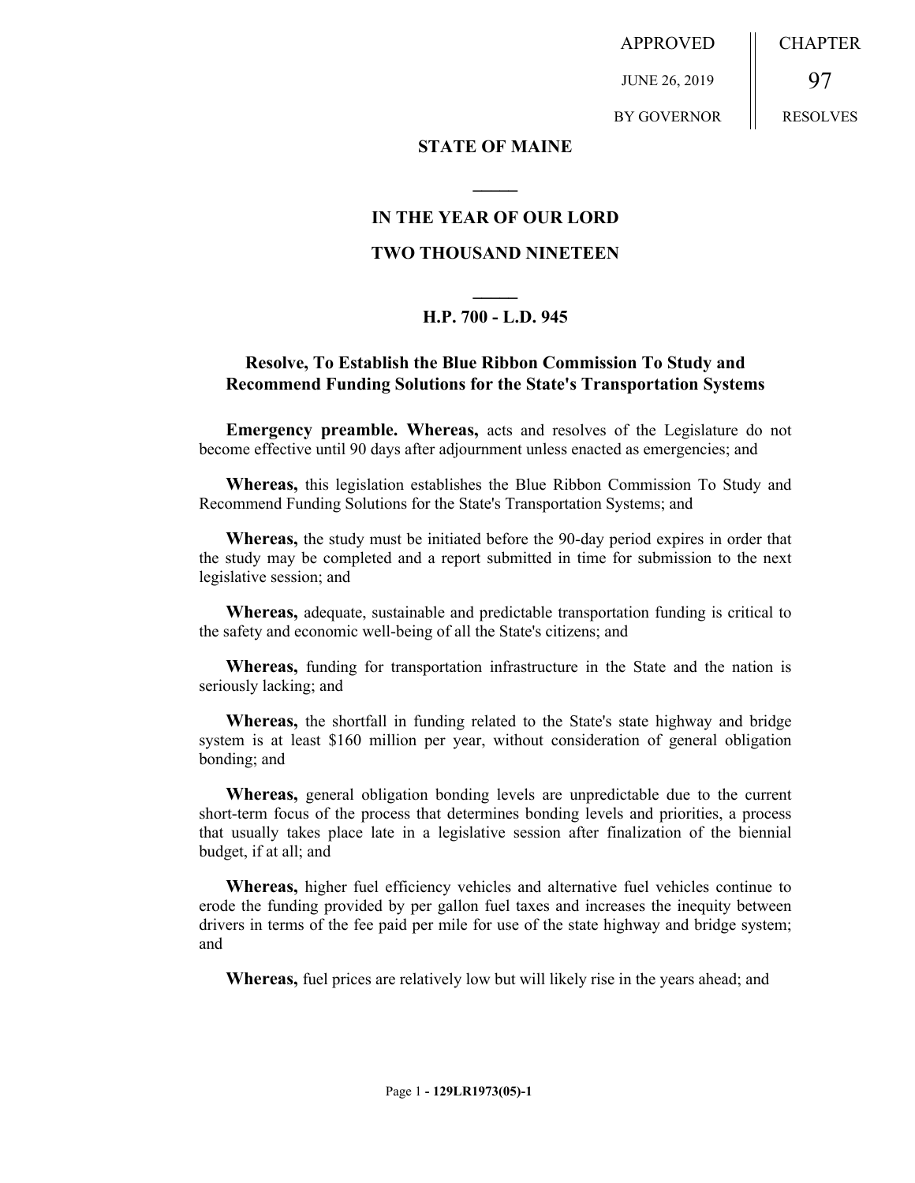APPROVED | CHAPTER
JUNE 26, 2019 | 97
BY GOVERNOR | RESOLVES

# STATE OF MAINE

## IN THE YEAR OF OUR LORD

## TWO THOUSAND NINETEEN

## H.P. 700 - L.D. 945

## Resolve, To Establish the Blue Ribbon Commission To Study and Recommend Funding Solutions for the State's Transportation Systems

**Emergency preamble. Whereas,** acts and resolves of the Legislature do not become effective until 90 days after adjournment unless enacted as emergencies; and

**Whereas,** this legislation establishes the Blue Ribbon Commission To Study and Recommend Funding Solutions for the State's Transportation Systems; and

**Whereas,** the study must be initiated before the 90-day period expires in order that the study may be completed and a report submitted in time for submission to the next legislative session; and

**Whereas,** adequate, sustainable and predictable transportation funding is critical to the safety and economic well-being of all the State's citizens; and

**Whereas,** funding for transportation infrastructure in the State and the nation is seriously lacking; and

**Whereas,** the shortfall in funding related to the State's state highway and bridge system is at least $160 million per year, without consideration of general obligation bonding; and

**Whereas,** general obligation bonding levels are unpredictable due to the current short-term focus of the process that determines bonding levels and priorities, a process that usually takes place late in a legislative session after finalization of the biennial budget, if at all; and

**Whereas,** higher fuel efficiency vehicles and alternative fuel vehicles continue to erode the funding provided by per gallon fuel taxes and increases the inequity between drivers in terms of the fee paid per mile for use of the state highway and bridge system; and

**Whereas,** fuel prices are relatively low but will likely rise in the years ahead; and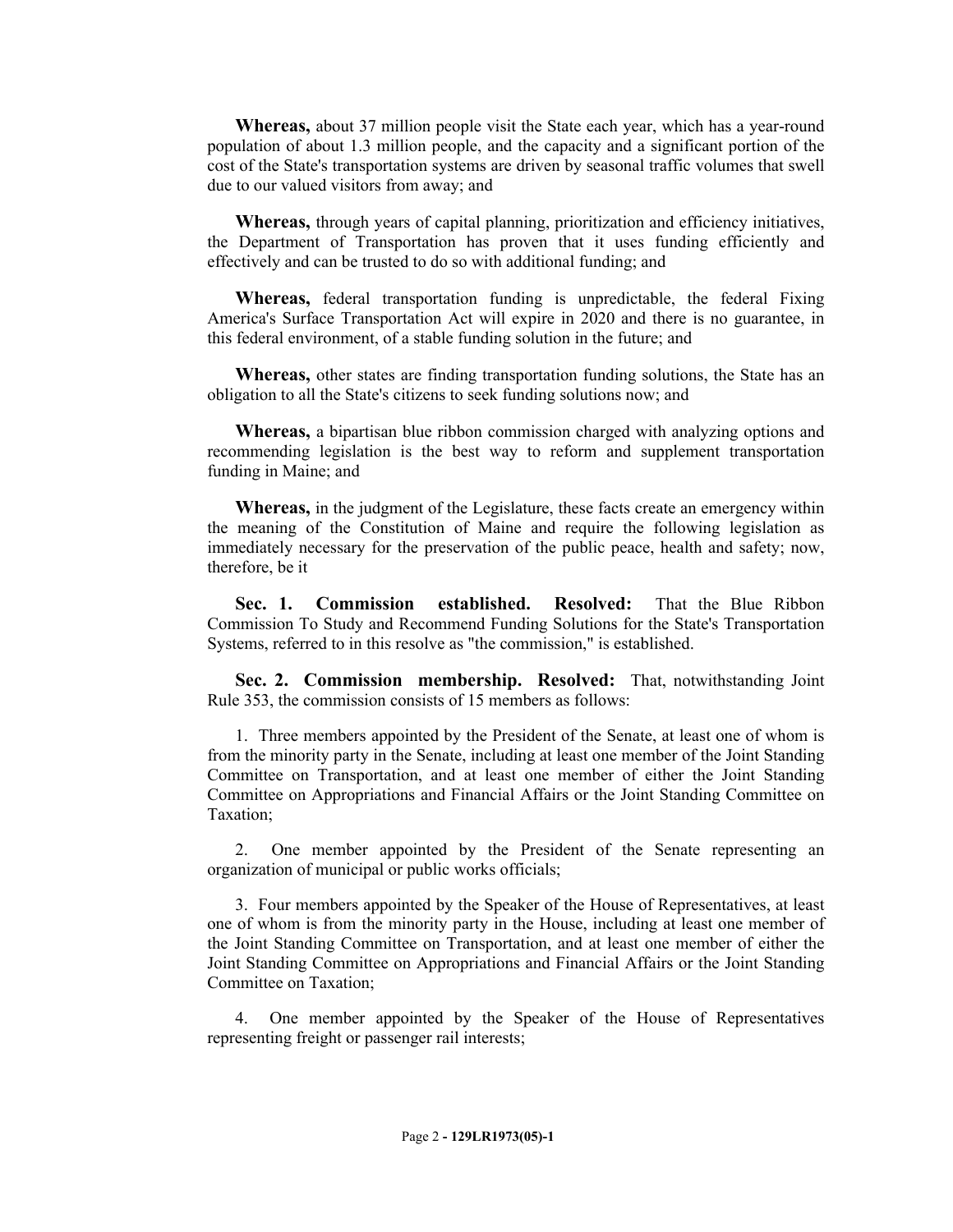**Whereas,** about 37 million people visit the State each year, which has a year-round population of about 1.3 million people, and the capacity and a significant portion of the cost of the State's transportation systems are driven by seasonal traffic volumes that swell due to our valued visitors from away; and

**Whereas,** through years of capital planning, prioritization and efficiency initiatives, the Department of Transportation has proven that it uses funding efficiently and effectively and can be trusted to do so with additional funding; and

**Whereas,** federal transportation funding is unpredictable, the federal Fixing America's Surface Transportation Act will expire in 2020 and there is no guarantee, in this federal environment, of a stable funding solution in the future; and

**Whereas,** other states are finding transportation funding solutions, the State has an obligation to all the State's citizens to seek funding solutions now; and

**Whereas,** a bipartisan blue ribbon commission charged with analyzing options and recommending legislation is the best way to reform and supplement transportation funding in Maine; and

**Whereas,** in the judgment of the Legislature, these facts create an emergency within the meaning of the Constitution of Maine and require the following legislation as immediately necessary for the preservation of the public peace, health and safety; now, therefore, be it

**Sec. 1. Commission established. Resolved:** That the Blue Ribbon Commission To Study and Recommend Funding Solutions for the State's Transportation Systems, referred to in this resolve as "the commission," is established.

**Sec. 2. Commission membership. Resolved:** That, notwithstanding Joint Rule 353, the commission consists of 15 members as follows:

1. Three members appointed by the President of the Senate, at least one of whom is from the minority party in the Senate, including at least one member of the Joint Standing Committee on Transportation, and at least one member of either the Joint Standing Committee on Appropriations and Financial Affairs or the Joint Standing Committee on Taxation;

2. One member appointed by the President of the Senate representing an organization of municipal or public works officials;

3. Four members appointed by the Speaker of the House of Representatives, at least one of whom is from the minority party in the House, including at least one member of the Joint Standing Committee on Transportation, and at least one member of either the Joint Standing Committee on Appropriations and Financial Affairs or the Joint Standing Committee on Taxation;

4. One member appointed by the Speaker of the House of Representatives representing freight or passenger rail interests;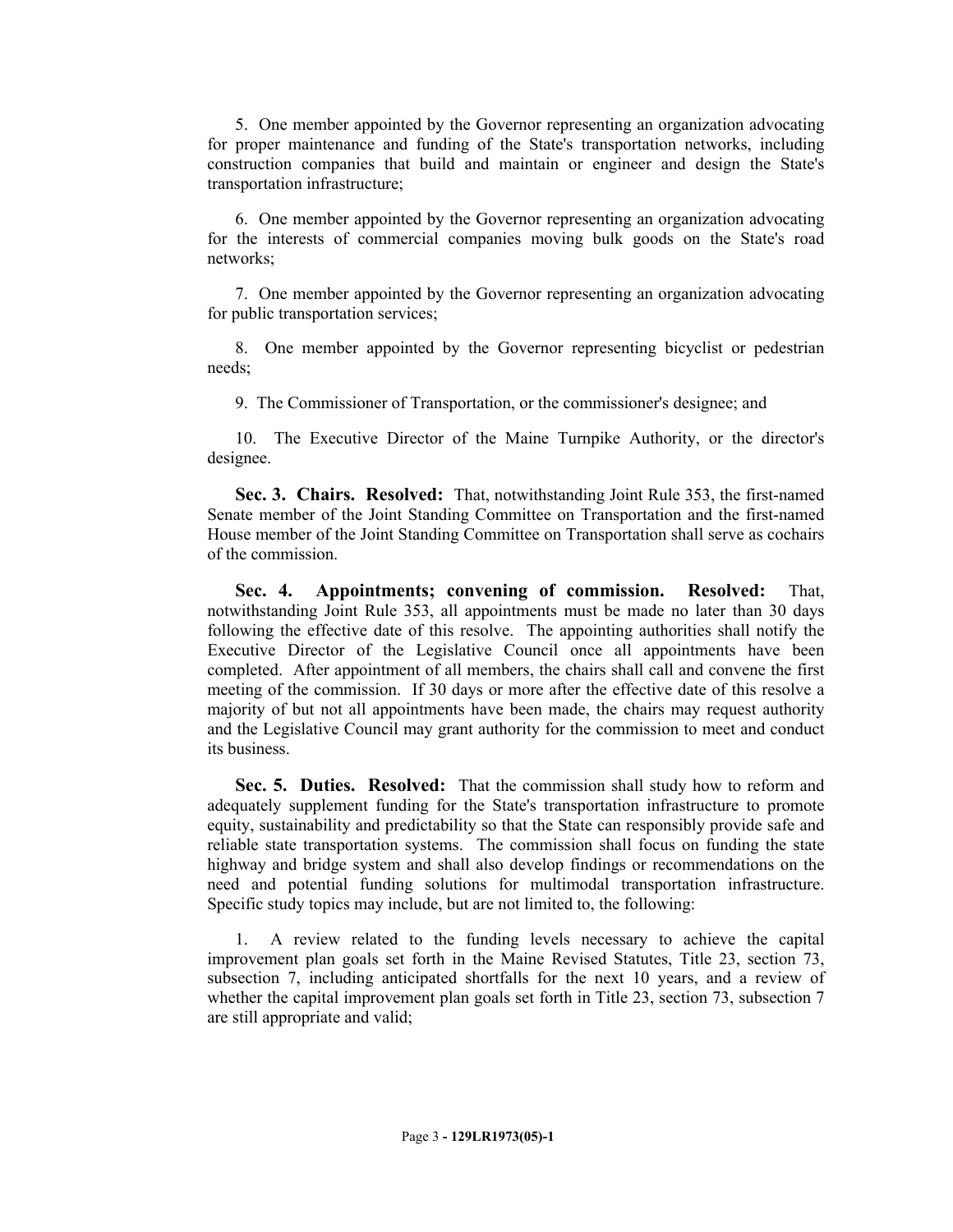5. One member appointed by the Governor representing an organization advocating for proper maintenance and funding of the State's transportation networks, including construction companies that build and maintain or engineer and design the State's transportation infrastructure;

6. One member appointed by the Governor representing an organization advocating for the interests of commercial companies moving bulk goods on the State's road networks;

7. One member appointed by the Governor representing an organization advocating for public transportation services;

8. One member appointed by the Governor representing bicyclist or pedestrian needs;

9. The Commissioner of Transportation, or the commissioner's designee; and

10. The Executive Director of the Maine Turnpike Authority, or the director's designee.

**Sec. 3. Chairs. Resolved:** That, notwithstanding Joint Rule 353, the first-named Senate member of the Joint Standing Committee on Transportation and the first-named House member of the Joint Standing Committee on Transportation shall serve as cochairs of the commission.

**Sec. 4. Appointments; convening of commission. Resolved:** That, notwithstanding Joint Rule 353, all appointments must be made no later than 30 days following the effective date of this resolve. The appointing authorities shall notify the Executive Director of the Legislative Council once all appointments have been completed. After appointment of all members, the chairs shall call and convene the first meeting of the commission. If 30 days or more after the effective date of this resolve a majority of but not all appointments have been made, the chairs may request authority and the Legislative Council may grant authority for the commission to meet and conduct its business.

**Sec. 5. Duties. Resolved:** That the commission shall study how to reform and adequately supplement funding for the State's transportation infrastructure to promote equity, sustainability and predictability so that the State can responsibly provide safe and reliable state transportation systems. The commission shall focus on funding the state highway and bridge system and shall also develop findings or recommendations on the need and potential funding solutions for multimodal transportation infrastructure. Specific study topics may include, but are not limited to, the following:

1. A review related to the funding levels necessary to achieve the capital improvement plan goals set forth in the Maine Revised Statutes, Title 23, section 73, subsection 7, including anticipated shortfalls for the next 10 years, and a review of whether the capital improvement plan goals set forth in Title 23, section 73, subsection 7 are still appropriate and valid;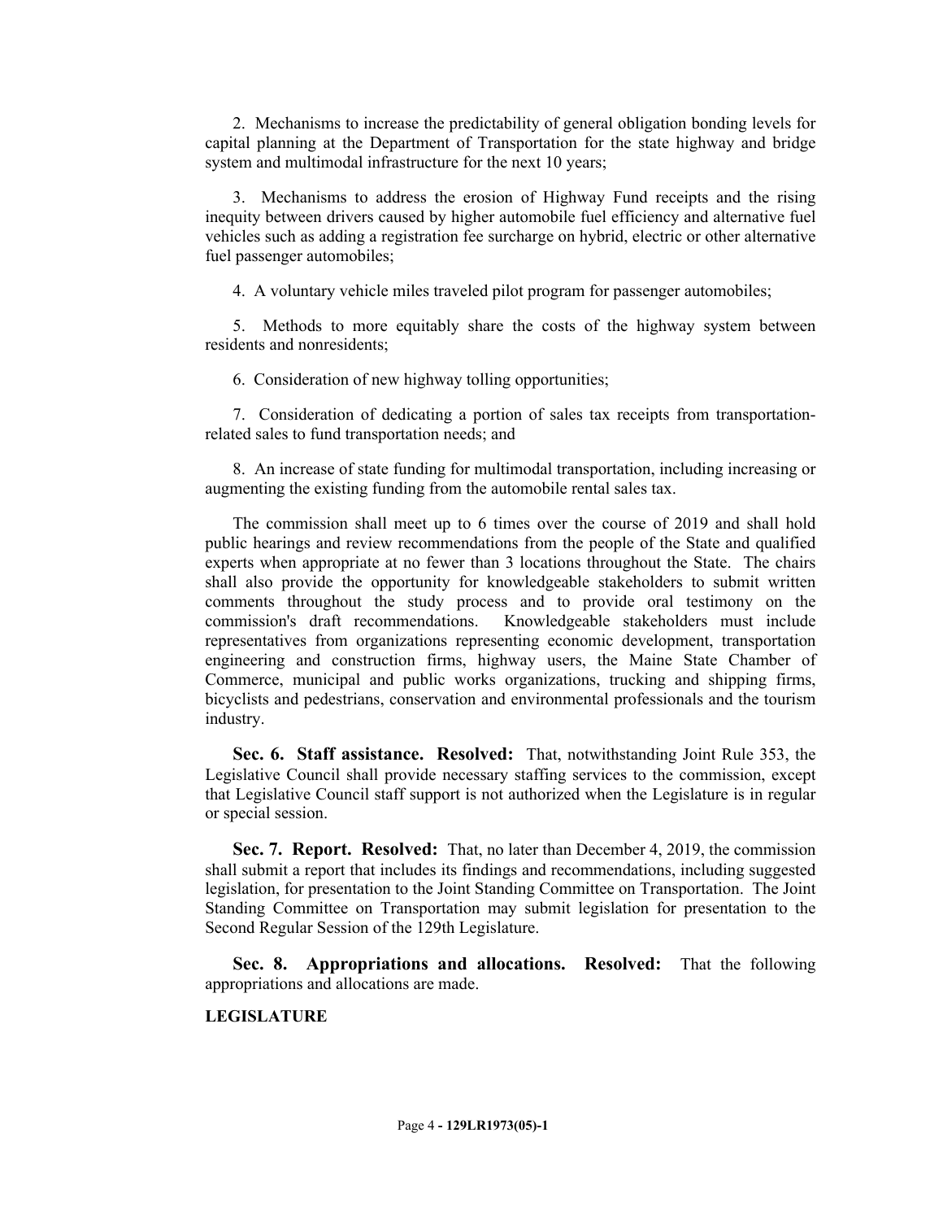2. Mechanisms to increase the predictability of general obligation bonding levels for capital planning at the Department of Transportation for the state highway and bridge system and multimodal infrastructure for the next 10 years;

3. Mechanisms to address the erosion of Highway Fund receipts and the rising inequity between drivers caused by higher automobile fuel efficiency and alternative fuel vehicles such as adding a registration fee surcharge on hybrid, electric or other alternative fuel passenger automobiles;

4. A voluntary vehicle miles traveled pilot program for passenger automobiles;

5. Methods to more equitably share the costs of the highway system between residents and nonresidents;

6. Consideration of new highway tolling opportunities;

7. Consideration of dedicating a portion of sales tax receipts from transportation-related sales to fund transportation needs; and

8. An increase of state funding for multimodal transportation, including increasing or augmenting the existing funding from the automobile rental sales tax.

The commission shall meet up to 6 times over the course of 2019 and shall hold public hearings and review recommendations from the people of the State and qualified experts when appropriate at no fewer than 3 locations throughout the State. The chairs shall also provide the opportunity for knowledgeable stakeholders to submit written comments throughout the study process and to provide oral testimony on the commission's draft recommendations. Knowledgeable stakeholders must include representatives from organizations representing economic development, transportation engineering and construction firms, highway users, the Maine State Chamber of Commerce, municipal and public works organizations, trucking and shipping firms, bicyclists and pedestrians, conservation and environmental professionals and the tourism industry.

**Sec. 6. Staff assistance. Resolved:** That, notwithstanding Joint Rule 353, the Legislative Council shall provide necessary staffing services to the commission, except that Legislative Council staff support is not authorized when the Legislature is in regular or special session.

**Sec. 7. Report. Resolved:** That, no later than December 4, 2019, the commission shall submit a report that includes its findings and recommendations, including suggested legislation, for presentation to the Joint Standing Committee on Transportation. The Joint Standing Committee on Transportation may submit legislation for presentation to the Second Regular Session of the 129th Legislature.

**Sec. 8. Appropriations and allocations. Resolved:** That the following appropriations and allocations are made.

**LEGISLATURE**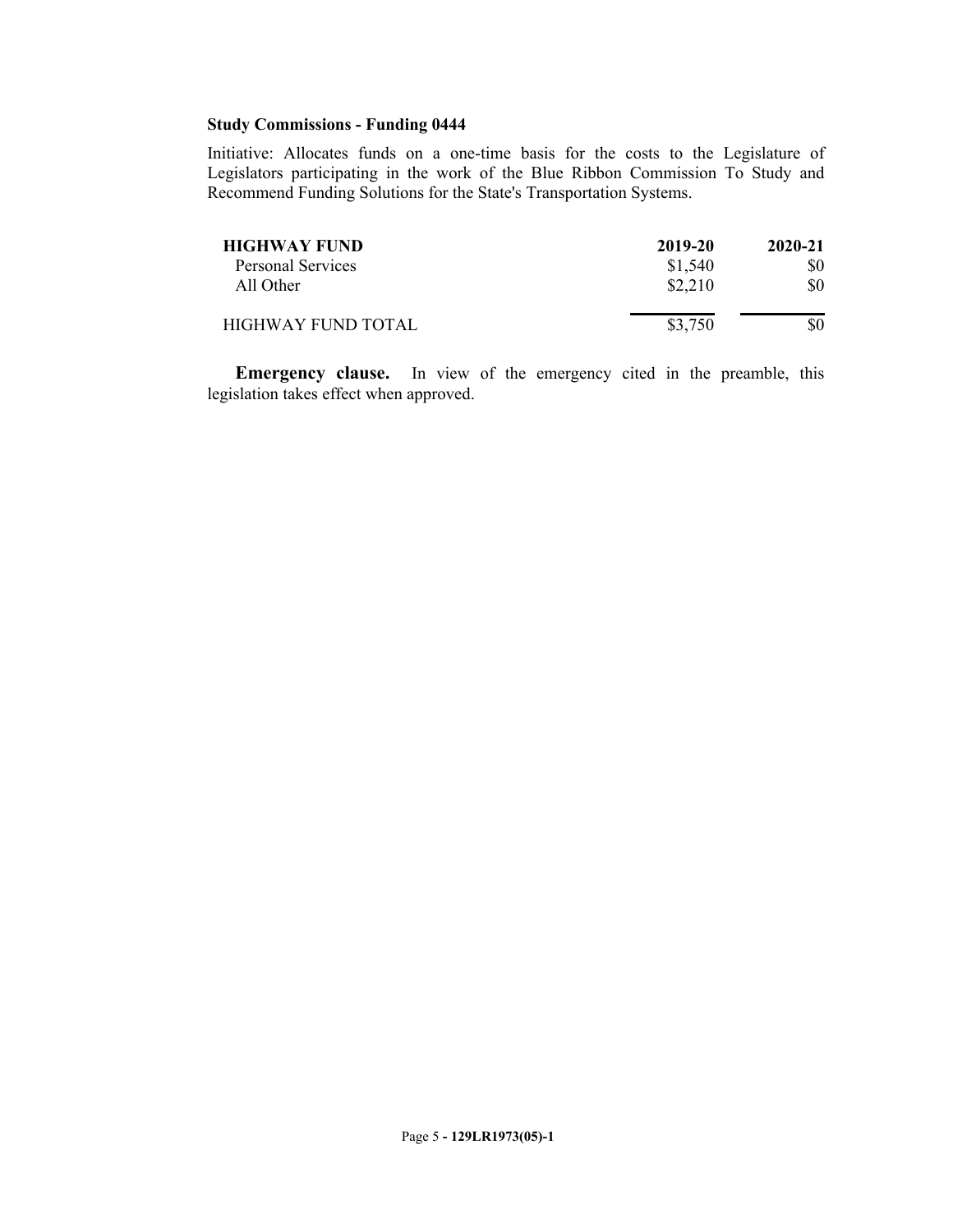**Study Commissions - Funding 0444**

Initiative: Allocates funds on a one-time basis for the costs to the Legislature of Legislators participating in the work of the Blue Ribbon Commission To Study and Recommend Funding Solutions for the State's Transportation Systems.

| **HIGHWAY FUND** | **2019-20** | **2020-21** |
|---|---|---|
| Personal Services | $1,540 | $0 |
| All Other | $2,210 | $0 |
| HIGHWAY FUND TOTAL | $3,750 | $0 |

**Emergency clause.** In view of the emergency cited in the preamble, this legislation takes effect when approved.